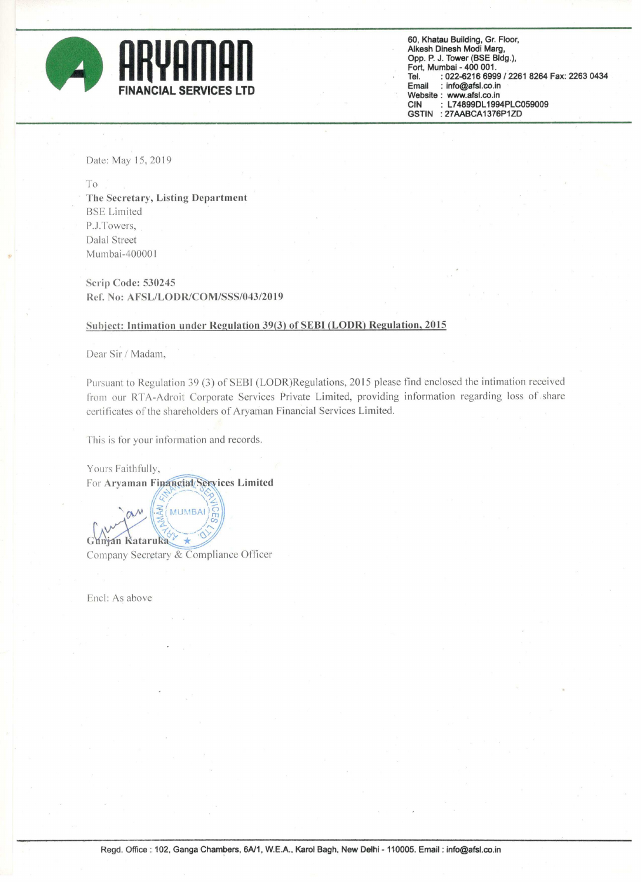# ARYAMAN FINANCIAL SERVICES LTD

60, Khatau Building, Gr. Floor,
Alkesh Dinesh Modi Marg,
Opp. P. J. Tower (BSE Bldg.),
Fort, Mumbai - 400 001.
Tel. : 022-6216 6999 / 2261 8264 Fax: 2263 0434
Email : info@afsl.co.in
Website : www.afsl.co.in
CIN : L74899DL1994PLC059009
GSTIN : 27AABCA1376P1ZD

Date: May 15, 2019

To
**The Secretary, Listing Department**
BSE Limited
P.J.Towers,
Dalal Street
Mumbai-400001

**Scrip Code: 530245**
**Ref. No: AFSL/LODR/COM/SSS/043/2019**

**Subject: Intimation under Regulation 39(3) of SEBI (LODR) Regulation, 2015**

Dear Sir / Madam,

Pursuant to Regulation 39 (3) of SEBI (LODR)Regulations, 2015 please find enclosed the intimation received from our RTA-Adroit Corporate Services Private Limited, providing information regarding loss of share certificates of the shareholders of Aryaman Financial Services Limited.

This is for your information and records.

Yours Faithfully,
For **Aryaman Financial Services Limited**

**Gunjan Kataruka**
Company Secretary & Compliance Officer

Encl: As above

Regd. Office : 102, Ganga Chambers, 6A/1, W.E.A., Karol Bagh, New Delhi - 110005. Email : info@afsl.co.in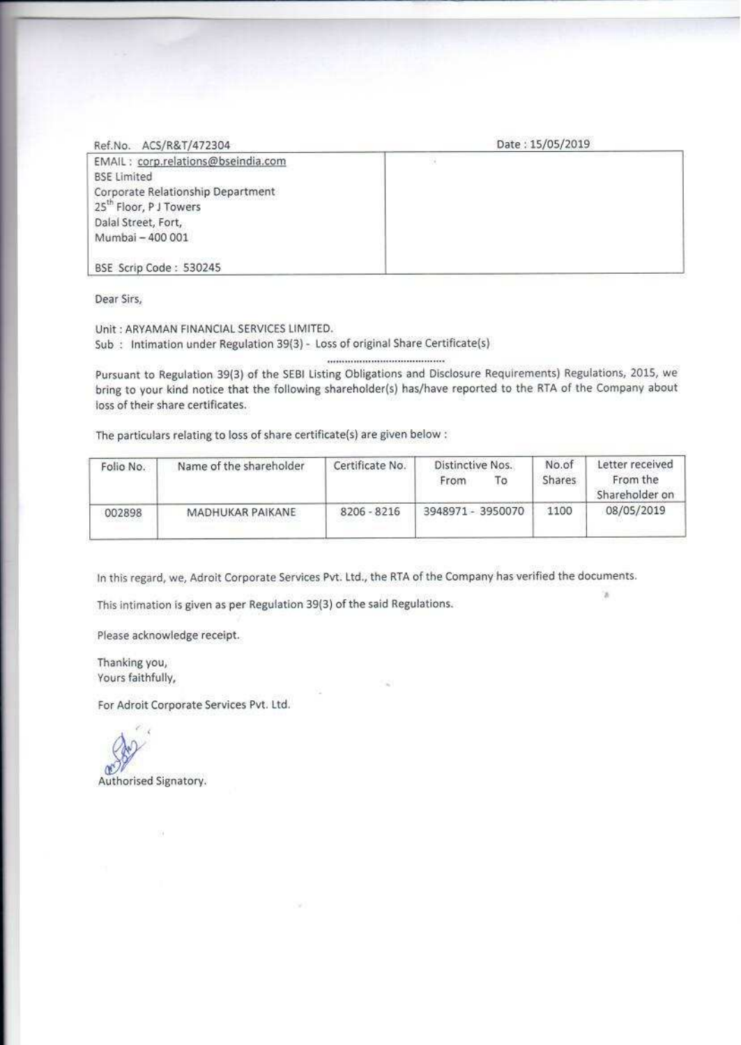Ref.No. ACS/R&T/472304

Date : 15/05/2019

EMAIL : corp.relations@bseindia.com
BSE Limited
Corporate Relationship Department
25th Floor, P J Towers
Dalal Street, Fort,
Mumbai – 400 001

BSE Scrip Code : 530245

Dear Sirs,

Unit : ARYAMAN FINANCIAL SERVICES LIMITED.
Sub : Intimation under Regulation 39(3) - Loss of original Share Certificate(s)

Pursuant to Regulation 39(3) of the SEBI Listing Obligations and Disclosure Requirements) Regulations, 2015, we bring to your kind notice that the following shareholder(s) has/have reported to the RTA of the Company about loss of their share certificates.

The particulars relating to loss of share certificate(s) are given below :

| Folio No. | Name of the shareholder | Certificate No. | Distinctive Nos. From To | No.of Shares | Letter received From the Shareholder on |
|---|---|---|---|---|---|
| 002898 | MADHUKAR PAIKANE | 8206 - 8216 | 3948971 - 3950070 | 1100 | 08/05/2019 |

In this regard, we, Adroit Corporate Services Pvt. Ltd., the RTA of the Company has verified the documents.

This intimation is given as per Regulation 39(3) of the said Regulations.

Please acknowledge receipt.

Thanking you,
Yours faithfully,

For Adroit Corporate Services Pvt. Ltd.

Authorised Signatory.